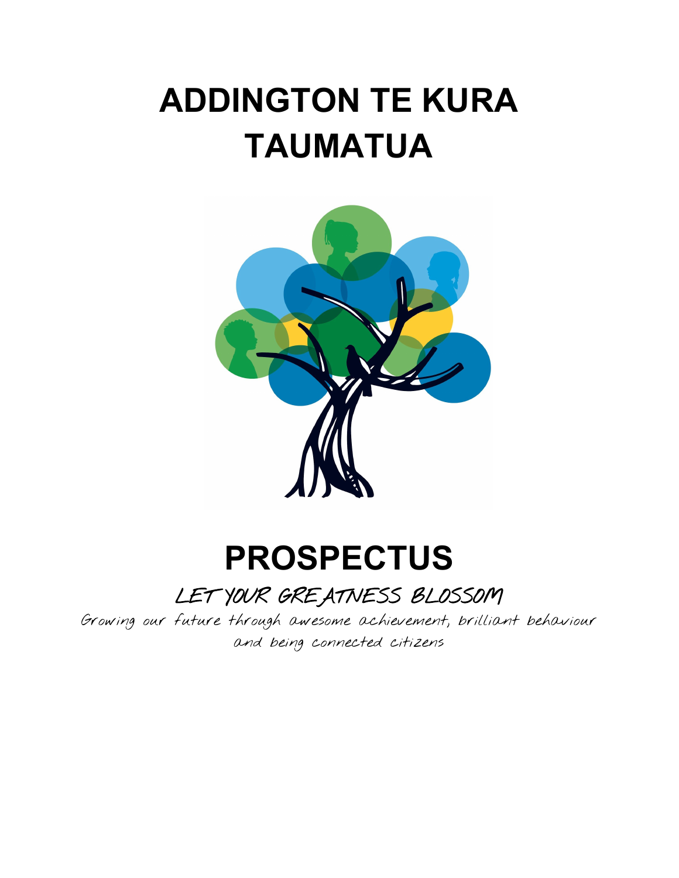# ADDINGTON TE KURA TAUMATUA

# PROSPECTUS

## LET YOUR GREATNESS BLOSSOM

*Growing our future through awesome achievement, brilliant behaviour and being connected citizens*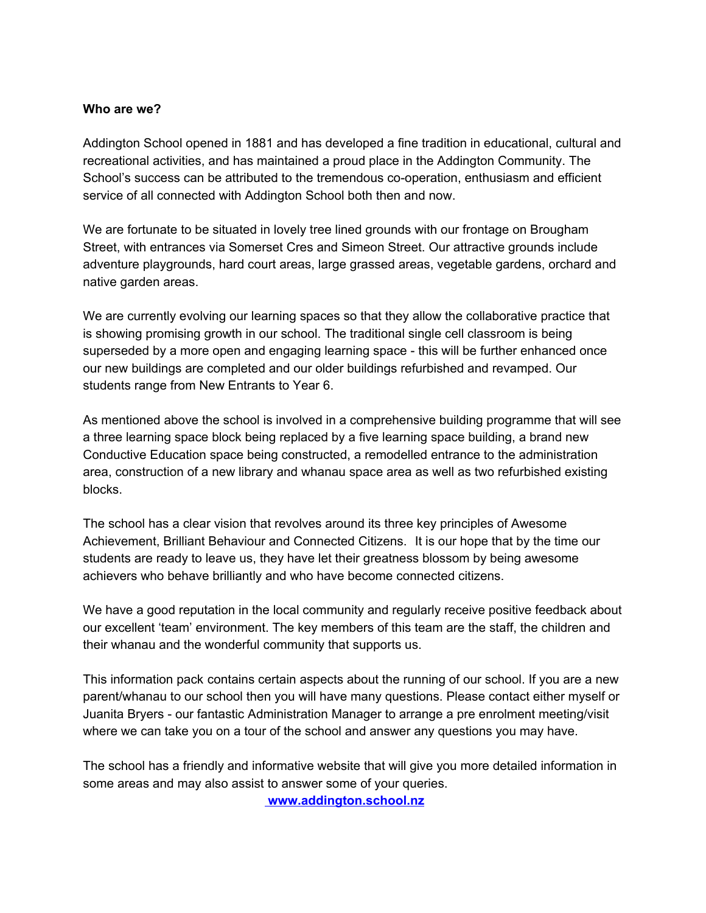**Who are we?**

Addington School opened in 1881 and has developed a fine tradition in educational, cultural and recreational activities, and has maintained a proud place in the Addington Community. The School's success can be attributed to the tremendous co-operation, enthusiasm and efficient service of all connected with Addington School both then and now.

We are fortunate to be situated in lovely tree lined grounds with our frontage on Brougham Street, with entrances via Somerset Cres and Simeon Street. Our attractive grounds include adventure playgrounds, hard court areas, large grassed areas, vegetable gardens, orchard and native garden areas.

We are currently evolving our learning spaces so that they allow the collaborative practice that is showing promising growth in our school. The traditional single cell classroom is being superseded by a more open and engaging learning space - this will be further enhanced once our new buildings are completed and our older buildings refurbished and revamped. Our students range from New Entrants to Year 6.

As mentioned above the school is involved in a comprehensive building programme that will see a three learning space block being replaced by a five learning space building, a brand new Conductive Education space being constructed, a remodelled entrance to the administration area, construction of a new library and whanau space area as well as two refurbished existing blocks.

The school has a clear vision that revolves around its three key principles of Awesome Achievement, Brilliant Behaviour and Connected Citizens. It is our hope that by the time our students are ready to leave us, they have let their greatness blossom by being awesome achievers who behave brilliantly and who have become connected citizens.

We have a good reputation in the local community and regularly receive positive feedback about our excellent 'team' environment. The key members of this team are the staff, the children and their whanau and the wonderful community that supports us.

This information pack contains certain aspects about the running of our school. If you are a new parent/whanau to our school then you will have many questions. Please contact either myself or Juanita Bryers - our fantastic Administration Manager to arrange a pre enrolment meeting/visit where we can take you on a tour of the school and answer any questions you may have.

The school has a friendly and informative website that will give you more detailed information in some areas and may also assist to answer some of your queries.

**www.addington.school.nz**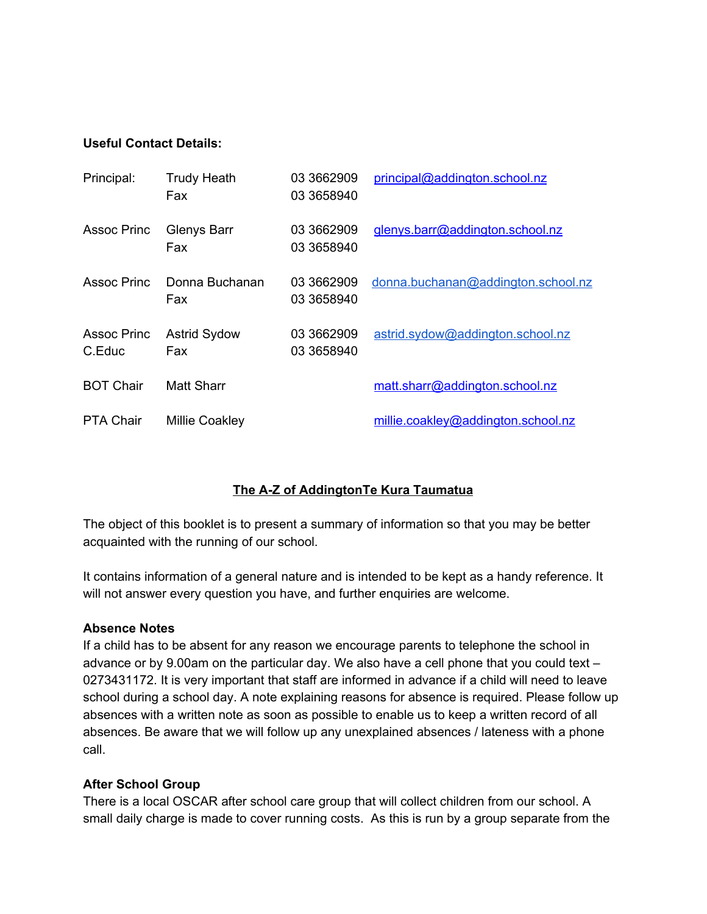**Useful Contact Details:**

| | | | |
|---|---|---|---|
| Principal: | Trudy Heath<br>Fax | 03 3662909<br>03 3658940 | principal@addington.school.nz |
| Assoc Princ | Glenys Barr<br>Fax | 03 3662909<br>03 3658940 | glenys.barr@addington.school.nz |
| Assoc Princ | Donna Buchanan<br>Fax | 03 3662909<br>03 3658940 | donna.buchanan@addington.school.nz |
| Assoc Princ<br>C.Educ | Astrid Sydow<br>Fax | 03 3662909<br>03 3658940 | astrid.sydow@addington.school.nz |
| BOT Chair | Matt Sharr | | matt.sharr@addington.school.nz |
| PTA Chair | Millie Coakley | | millie.coakley@addington.school.nz |

## The A-Z of AddingtonTe Kura Taumatua

The object of this booklet is to present a summary of information so that you may be better acquainted with the running of our school.

It contains information of a general nature and is intended to be kept as a handy reference. It will not answer every question you have, and further enquiries are welcome.

**Absence Notes**
If a child has to be absent for any reason we encourage parents to telephone the school in advance or by 9.00am on the particular day. We also have a cell phone that you could text – 0273431172. It is very important that staff are informed in advance if a child will need to leave school during a school day. A note explaining reasons for absence is required. Please follow up absences with a written note as soon as possible to enable us to keep a written record of all absences. Be aware that we will follow up any unexplained absences / lateness with a phone call.

**After School Group**
There is a local OSCAR after school care group that will collect children from our school. A small daily charge is made to cover running costs. As this is run by a group separate from the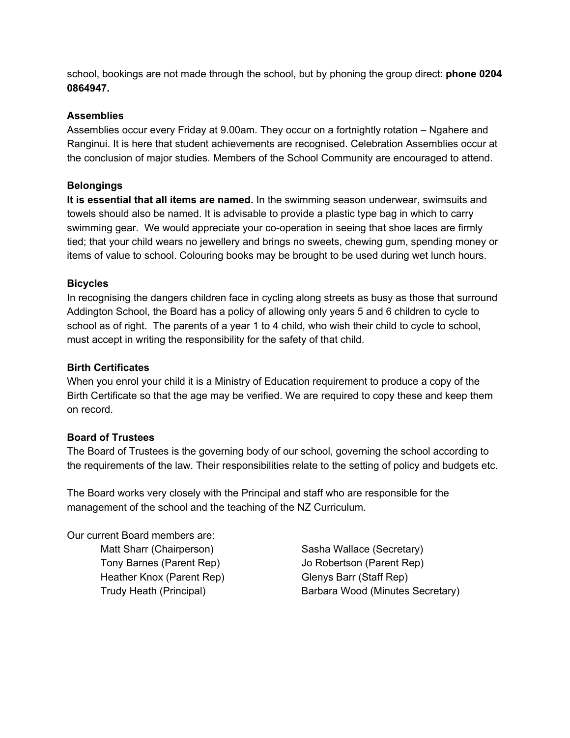school, bookings are not made through the school, but by phoning the group direct: **phone 0204 0864947.**

**Assemblies**

Assemblies occur every Friday at 9.00am. They occur on a fortnightly rotation – Ngahere and Ranginui. It is here that student achievements are recognised. Celebration Assemblies occur at the conclusion of major studies. Members of the School Community are encouraged to attend.

**Belongings**

**It is essential that all items are named.** In the swimming season underwear, swimsuits and towels should also be named. It is advisable to provide a plastic type bag in which to carry swimming gear. We would appreciate your co-operation in seeing that shoe laces are firmly tied; that your child wears no jewellery and brings no sweets, chewing gum, spending money or items of value to school. Colouring books may be brought to be used during wet lunch hours.

**Bicycles**

In recognising the dangers children face in cycling along streets as busy as those that surround Addington School, the Board has a policy of allowing only years 5 and 6 children to cycle to school as of right. The parents of a year 1 to 4 child, who wish their child to cycle to school, must accept in writing the responsibility for the safety of that child.

**Birth Certificates**

When you enrol your child it is a Ministry of Education requirement to produce a copy of the Birth Certificate so that the age may be verified. We are required to copy these and keep them on record.

**Board of Trustees**

The Board of Trustees is the governing body of our school, governing the school according to the requirements of the law. Their responsibilities relate to the setting of policy and budgets etc.

The Board works very closely with the Principal and staff who are responsible for the management of the school and the teaching of the NZ Curriculum.

Our current Board members are:

- Matt Sharr (Chairperson)
- Tony Barnes (Parent Rep)
- Heather Knox (Parent Rep)
- Trudy Heath (Principal)
- Sasha Wallace (Secretary)
- Jo Robertson (Parent Rep)
- Glenys Barr (Staff Rep)
- Barbara Wood (Minutes Secretary)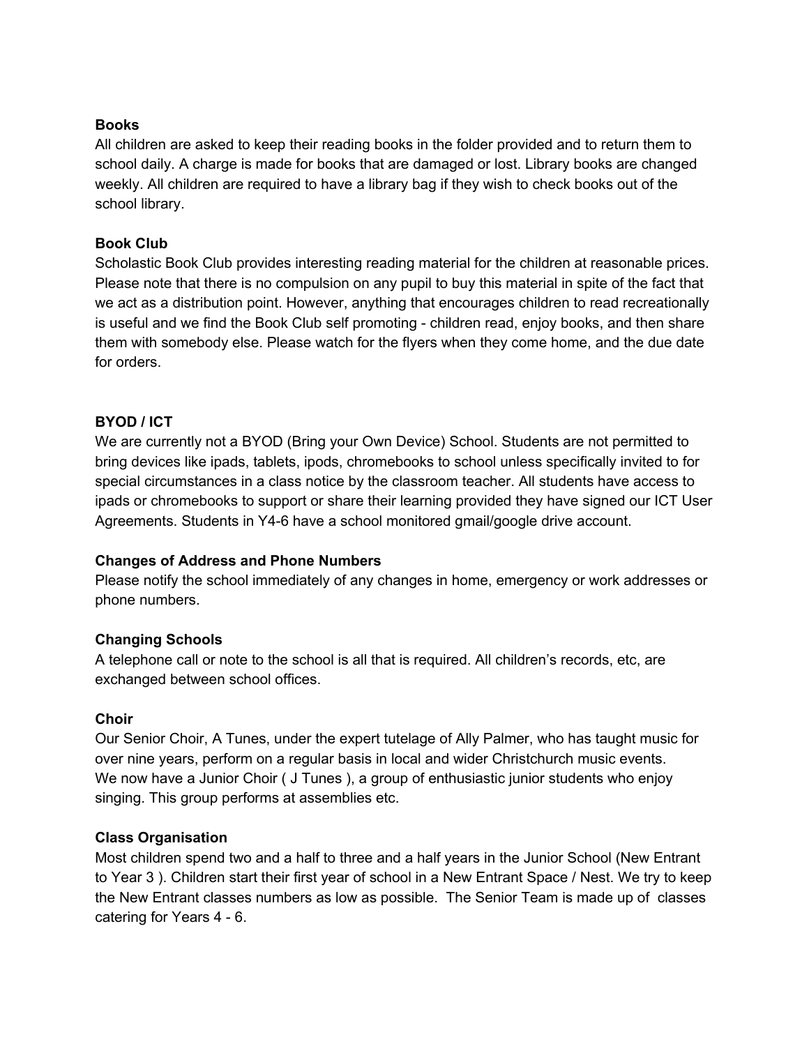**Books**

All children are asked to keep their reading books in the folder provided and to return them to school daily. A charge is made for books that are damaged or lost. Library books are changed weekly. All children are required to have a library bag if they wish to check books out of the school library.

**Book Club**

Scholastic Book Club provides interesting reading material for the children at reasonable prices. Please note that there is no compulsion on any pupil to buy this material in spite of the fact that we act as a distribution point. However, anything that encourages children to read recreationally is useful and we find the Book Club self promoting - children read, enjoy books, and then share them with somebody else. Please watch for the flyers when they come home, and the due date for orders.

**BYOD / ICT**

We are currently not a BYOD (Bring your Own Device) School. Students are not permitted to bring devices like ipads, tablets, ipods, chromebooks to school unless specifically invited to for special circumstances in a class notice by the classroom teacher. All students have access to ipads or chromebooks to support or share their learning provided they have signed our ICT User Agreements. Students in Y4-6 have a school monitored gmail/google drive account.

**Changes of Address and Phone Numbers**

Please notify the school immediately of any changes in home, emergency or work addresses or phone numbers.

**Changing Schools**

A telephone call or note to the school is all that is required. All children's records, etc, are exchanged between school offices.

**Choir**

Our Senior Choir, A Tunes, under the expert tutelage of Ally Palmer, who has taught music for over nine years, perform on a regular basis in local and wider Christchurch music events.
We now have a Junior Choir ( J Tunes ), a group of enthusiastic junior students who enjoy singing. This group performs at assemblies etc.

**Class Organisation**

Most children spend two and a half to three and a half years in the Junior School (New Entrant to Year 3 ). Children start their first year of school in a New Entrant Space / Nest. We try to keep the New Entrant classes numbers as low as possible. The Senior Team is made up of classes catering for Years 4 - 6.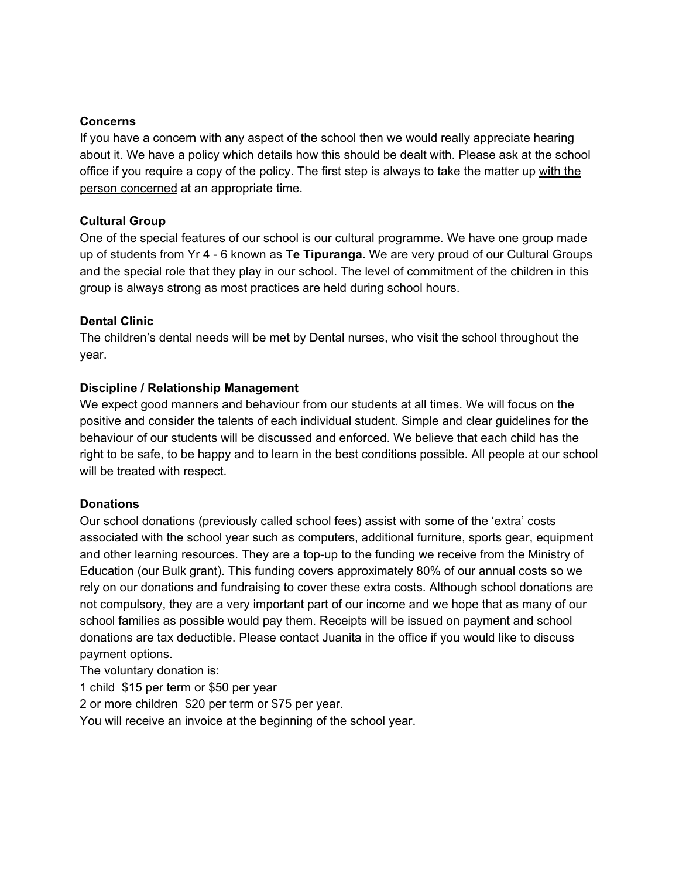**Concerns**

If you have a concern with any aspect of the school then we would really appreciate hearing about it. We have a policy which details how this should be dealt with. Please ask at the school office if you require a copy of the policy. The first step is always to take the matter up <u>with the person concerned</u> at an appropriate time.

**Cultural Group**

One of the special features of our school is our cultural programme. We have one group made up of students from Yr 4 - 6 known as **Te Tipuranga.** We are very proud of our Cultural Groups and the special role that they play in our school. The level of commitment of the children in this group is always strong as most practices are held during school hours.

**Dental Clinic**

The children's dental needs will be met by Dental nurses, who visit the school throughout the year.

**Discipline / Relationship Management**

We expect good manners and behaviour from our students at all times. We will focus on the positive and consider the talents of each individual student. Simple and clear guidelines for the behaviour of our students will be discussed and enforced. We believe that each child has the right to be safe, to be happy and to learn in the best conditions possible. All people at our school will be treated with respect.

**Donations**

Our school donations (previously called school fees) assist with some of the 'extra' costs associated with the school year such as computers, additional furniture, sports gear, equipment and other learning resources. They are a top-up to the funding we receive from the Ministry of Education (our Bulk grant). This funding covers approximately 80% of our annual costs so we rely on our donations and fundraising to cover these extra costs. Although school donations are not compulsory, they are a very important part of our income and we hope that as many of our school families as possible would pay them. Receipts will be issued on payment and school donations are tax deductible. Please contact Juanita in the office if you would like to discuss payment options.

The voluntary donation is:

1 child  $15 per term or $50 per year

2 or more children  $20 per term or $75 per year.

You will receive an invoice at the beginning of the school year.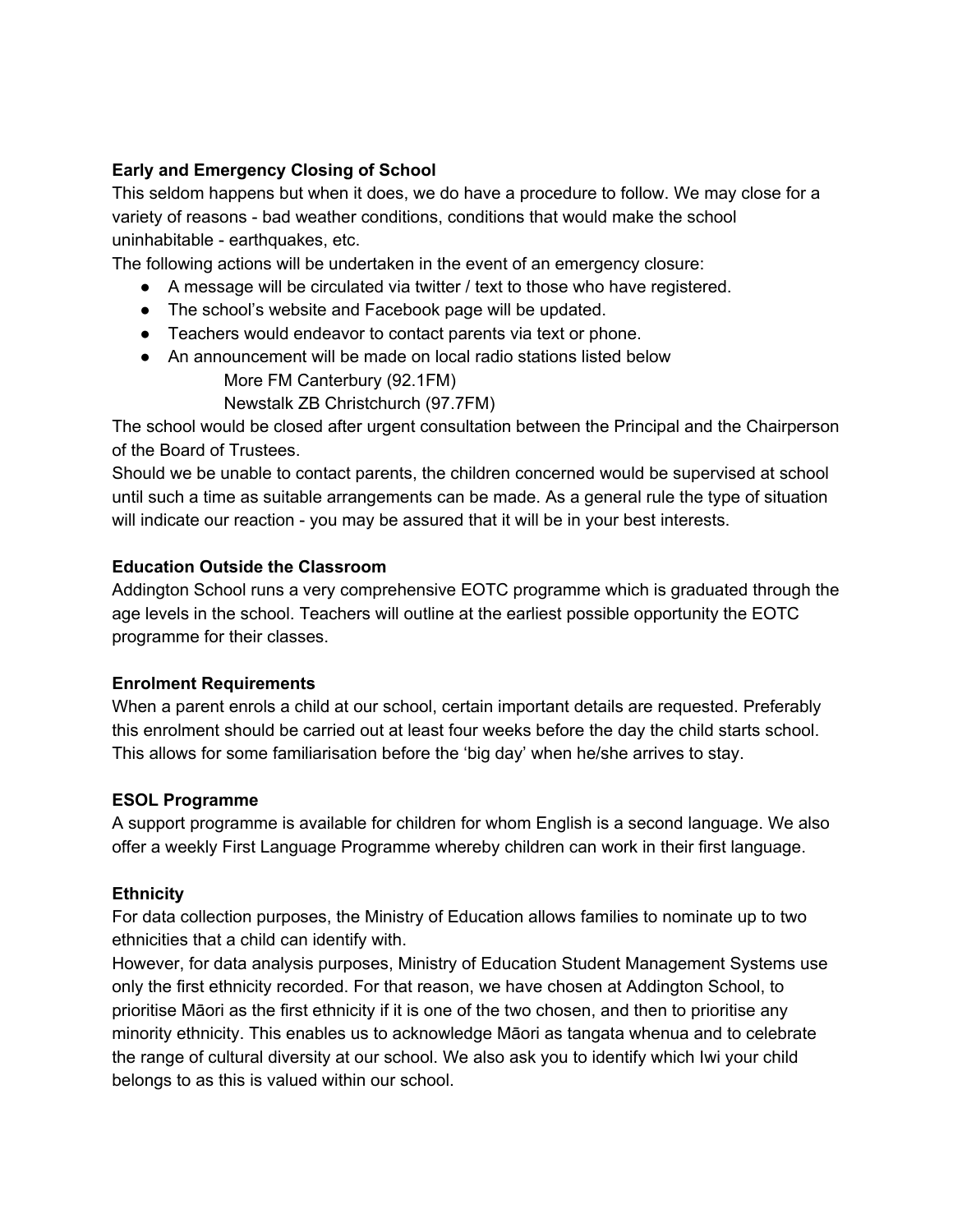**Early and Emergency Closing of School**

This seldom happens but when it does, we do have a procedure to follow. We may close for a variety of reasons - bad weather conditions, conditions that would make the school uninhabitable - earthquakes, etc.

The following actions will be undertaken in the event of an emergency closure:

- A message will be circulated via twitter / text to those who have registered.
- The school's website and Facebook page will be updated.
- Teachers would endeavor to contact parents via text or phone.
- An announcement will be made on local radio stations listed below
  - More FM Canterbury (92.1FM)
  - Newstalk ZB Christchurch (97.7FM)

The school would be closed after urgent consultation between the Principal and the Chairperson of the Board of Trustees.

Should we be unable to contact parents, the children concerned would be supervised at school until such a time as suitable arrangements can be made. As a general rule the type of situation will indicate our reaction - you may be assured that it will be in your best interests.

**Education Outside the Classroom**

Addington School runs a very comprehensive EOTC programme which is graduated through the age levels in the school. Teachers will outline at the earliest possible opportunity the EOTC programme for their classes.

**Enrolment Requirements**

When a parent enrols a child at our school, certain important details are requested. Preferably this enrolment should be carried out at least four weeks before the day the child starts school. This allows for some familiarisation before the 'big day' when he/she arrives to stay.

**ESOL Programme**

A support programme is available for children for whom English is a second language. We also offer a weekly First Language Programme whereby children can work in their first language.

**Ethnicity**

For data collection purposes, the Ministry of Education allows families to nominate up to two ethnicities that a child can identify with.

However, for data analysis purposes, Ministry of Education Student Management Systems use only the first ethnicity recorded. For that reason, we have chosen at Addington School, to prioritise Māori as the first ethnicity if it is one of the two chosen, and then to prioritise any minority ethnicity. This enables us to acknowledge Māori as tangata whenua and to celebrate the range of cultural diversity at our school. We also ask you to identify which Iwi your child belongs to as this is valued within our school.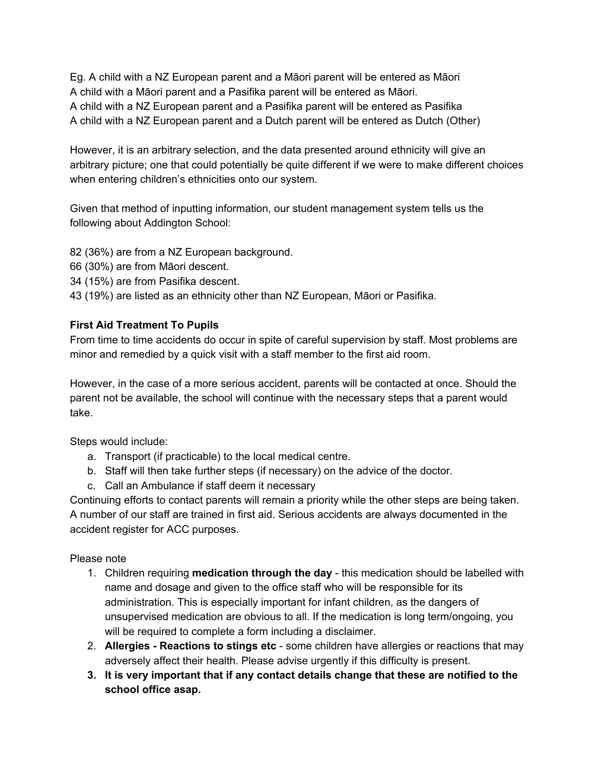Eg. A child with a NZ European parent and a Māori parent will be entered as Māori
A child with a Māori parent and a Pasifika parent will be entered as Māori.
A child with a NZ European parent and a Pasifika parent will be entered as Pasifika
A child with a NZ European parent and a Dutch parent will be entered as Dutch (Other)

However, it is an arbitrary selection, and the data presented around ethnicity will give an arbitrary picture; one that could potentially be quite different if we were to make different choices when entering children's ethnicities onto our system.

Given that method of inputting information, our student management system tells us the following about Addington School:

82 (36%) are from a NZ European background.
66 (30%) are from Māori descent.
34 (15%) are from Pasifika descent.
43 (19%) are listed as an ethnicity other than NZ European, Māori or Pasifika.

**First Aid Treatment To Pupils**

From time to time accidents do occur in spite of careful supervision by staff. Most problems are minor and remedied by a quick visit with a staff member to the first aid room.

However, in the case of a more serious accident, parents will be contacted at once. Should the parent not be available, the school will continue with the necessary steps that a parent would take.

Steps would include:

a. Transport (if practicable) to the local medical centre.
b. Staff will then take further steps (if necessary) on the advice of the doctor.
c. Call an Ambulance if staff deem it necessary

Continuing efforts to contact parents will remain a priority while the other steps are being taken. A number of our staff are trained in first aid. Serious accidents are always documented in the accident register for ACC purposes.

Please note

1. Children requiring **medication through the day** - this medication should be labelled with name and dosage and given to the office staff who will be responsible for its administration. This is especially important for infant children, as the dangers of unsupervised medication are obvious to all. If the medication is long term/ongoing, you will be required to complete a form including a disclaimer.
2. **Allergies - Reactions to stings etc** - some children have allergies or reactions that may adversely affect their health. Please advise urgently if this difficulty is present.
3. **It is very important that if any contact details change that these are notified to the school office asap.**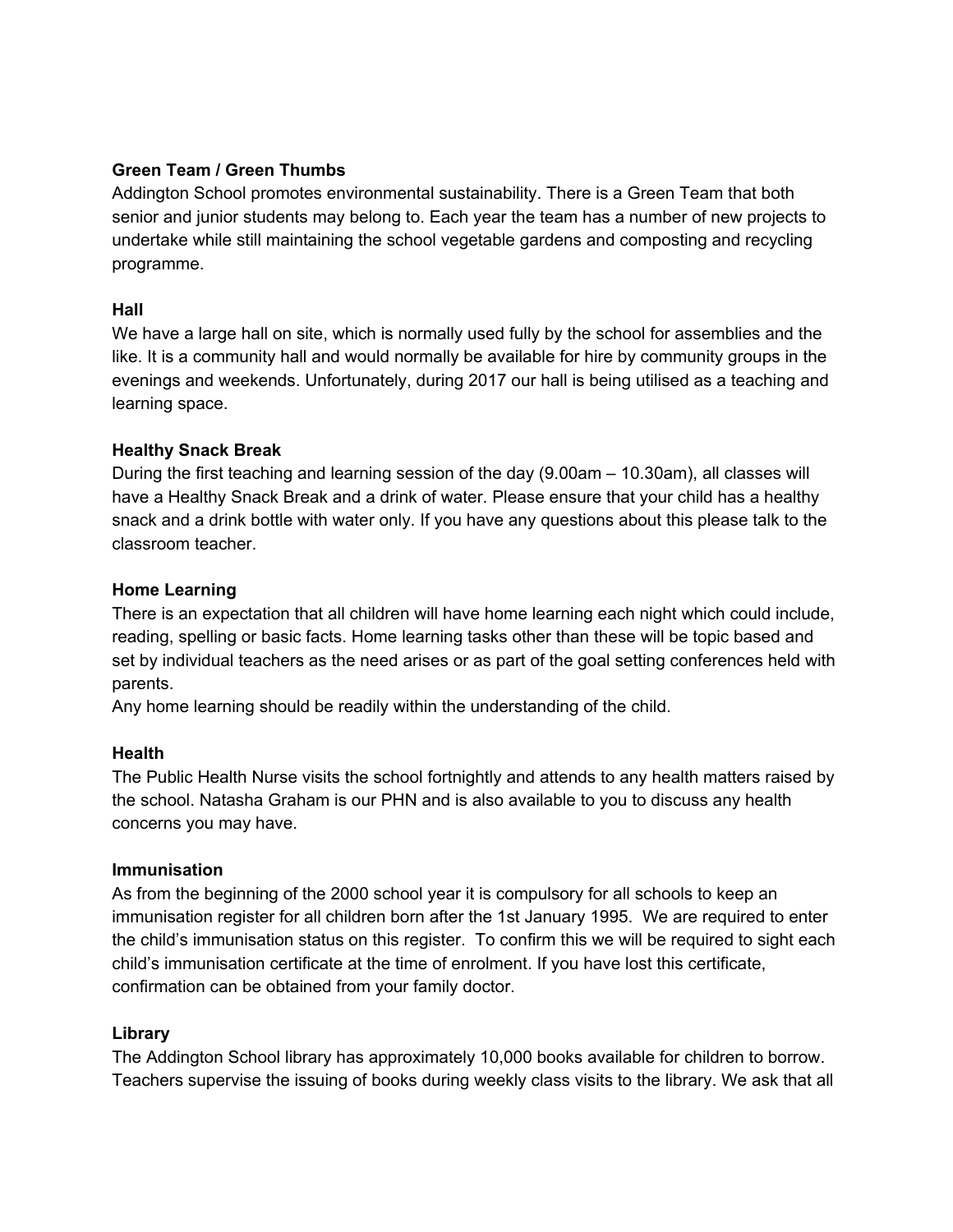**Green Team / Green Thumbs**

Addington School promotes environmental sustainability. There is a Green Team that both senior and junior students may belong to. Each year the team has a number of new projects to undertake while still maintaining the school vegetable gardens and composting and recycling programme.

**Hall**

We have a large hall on site, which is normally used fully by the school for assemblies and the like. It is a community hall and would normally be available for hire by community groups in the evenings and weekends. Unfortunately, during 2017 our hall is being utilised as a teaching and learning space.

**Healthy Snack Break**

During the first teaching and learning session of the day (9.00am – 10.30am), all classes will have a Healthy Snack Break and a drink of water. Please ensure that your child has a healthy snack and a drink bottle with water only. If you have any questions about this please talk to the classroom teacher.

**Home Learning**

There is an expectation that all children will have home learning each night which could include, reading, spelling or basic facts. Home learning tasks other than these will be topic based and set by individual teachers as the need arises or as part of the goal setting conferences held with parents.

Any home learning should be readily within the understanding of the child.

**Health**

The Public Health Nurse visits the school fortnightly and attends to any health matters raised by the school. Natasha Graham is our PHN and is also available to you to discuss any health concerns you may have.

**Immunisation**

As from the beginning of the 2000 school year it is compulsory for all schools to keep an immunisation register for all children born after the 1st January 1995. We are required to enter the child's immunisation status on this register. To confirm this we will be required to sight each child's immunisation certificate at the time of enrolment. If you have lost this certificate, confirmation can be obtained from your family doctor.

**Library**

The Addington School library has approximately 10,000 books available for children to borrow. Teachers supervise the issuing of books during weekly class visits to the library. We ask that all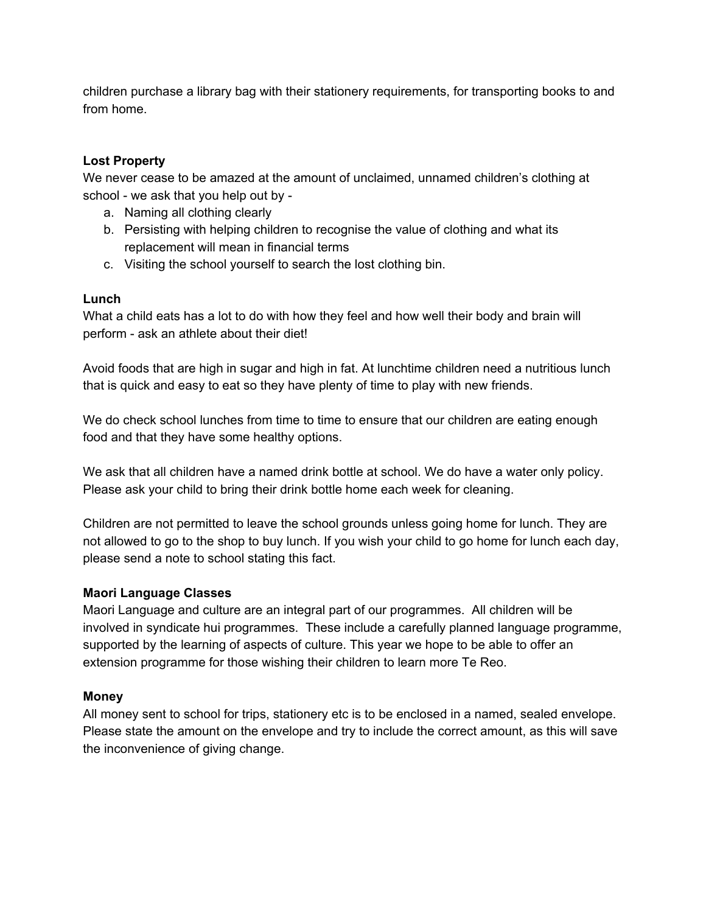children purchase a library bag with their stationery requirements, for transporting books to and from home.

**Lost Property**

We never cease to be amazed at the amount of unclaimed, unnamed children's clothing at school - we ask that you help out by -

a. Naming all clothing clearly
b. Persisting with helping children to recognise the value of clothing and what its replacement will mean in financial terms
c. Visiting the school yourself to search the lost clothing bin.

**Lunch**

What a child eats has a lot to do with how they feel and how well their body and brain will perform - ask an athlete about their diet!

Avoid foods that are high in sugar and high in fat. At lunchtime children need a nutritious lunch that is quick and easy to eat so they have plenty of time to play with new friends.

We do check school lunches from time to time to ensure that our children are eating enough food and that they have some healthy options.

We ask that all children have a named drink bottle at school. We do have a water only policy. Please ask your child to bring their drink bottle home each week for cleaning.

Children are not permitted to leave the school grounds unless going home for lunch. They are not allowed to go to the shop to buy lunch. If you wish your child to go home for lunch each day, please send a note to school stating this fact.

**Maori Language Classes**

Maori Language and culture are an integral part of our programmes. All children will be involved in syndicate hui programmes. These include a carefully planned language programme, supported by the learning of aspects of culture. This year we hope to be able to offer an extension programme for those wishing their children to learn more Te Reo.

**Money**

All money sent to school for trips, stationery etc is to be enclosed in a named, sealed envelope. Please state the amount on the envelope and try to include the correct amount, as this will save the inconvenience of giving change.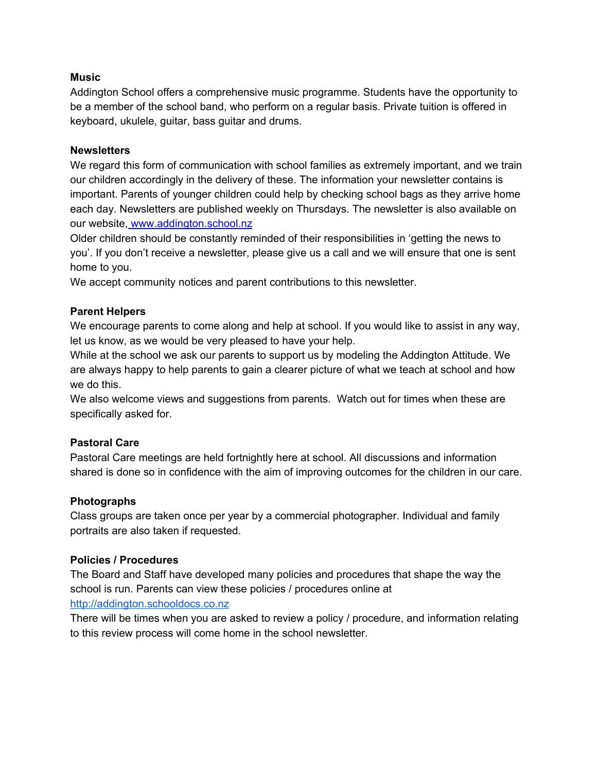**Music**

Addington School offers a comprehensive music programme. Students have the opportunity to be a member of the school band, who perform on a regular basis. Private tuition is offered in keyboard, ukulele, guitar, bass guitar and drums.

**Newsletters**

We regard this form of communication with school families as extremely important, and we train our children accordingly in the delivery of these. The information your newsletter contains is important. Parents of younger children could help by checking school bags as they arrive home each day. Newsletters are published weekly on Thursdays. The newsletter is also available on our website, [www.addington.school.nz](http://www.addington.school.nz)

Older children should be constantly reminded of their responsibilities in 'getting the news to you'. If you don't receive a newsletter, please give us a call and we will ensure that one is sent home to you.

We accept community notices and parent contributions to this newsletter.

**Parent Helpers**

We encourage parents to come along and help at school. If you would like to assist in any way, let us know, as we would be very pleased to have your help.

While at the school we ask our parents to support us by modeling the Addington Attitude. We are always happy to help parents to gain a clearer picture of what we teach at school and how we do this.

We also welcome views and suggestions from parents. Watch out for times when these are specifically asked for.

**Pastoral Care**

Pastoral Care meetings are held fortnightly here at school. All discussions and information shared is done so in confidence with the aim of improving outcomes for the children in our care.

**Photographs**

Class groups are taken once per year by a commercial photographer. Individual and family portraits are also taken if requested.

**Policies / Procedures**

The Board and Staff have developed many policies and procedures that shape the way the school is run. Parents can view these policies / procedures online at [http://addington.schooldocs.co.nz](http://addington.schooldocs.co.nz)

There will be times when you are asked to review a policy / procedure, and information relating to this review process will come home in the school newsletter.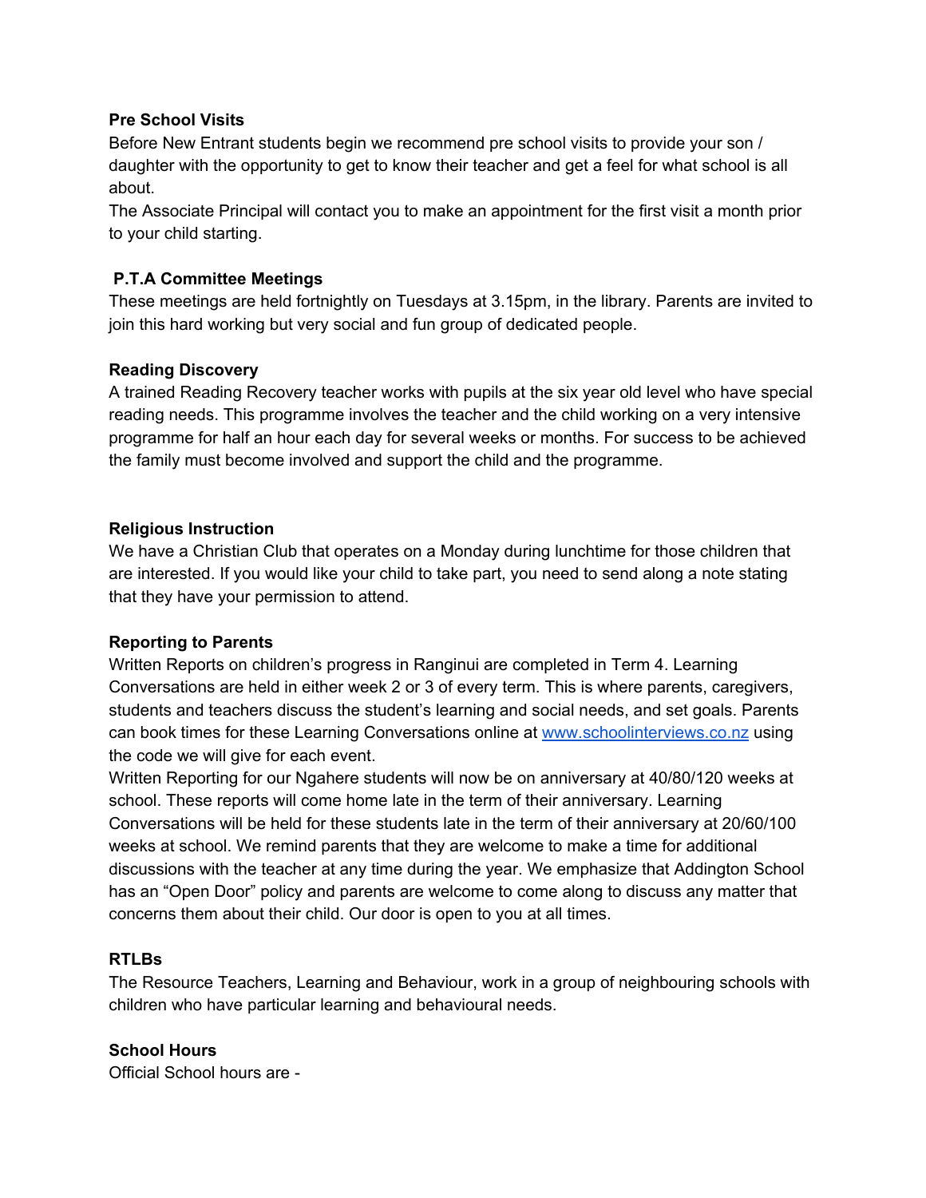**Pre School Visits**

Before New Entrant students begin we recommend pre school visits to provide your son / daughter with the opportunity to get to know their teacher and get a feel for what school is all about.

The Associate Principal will contact you to make an appointment for the first visit a month prior to your child starting.

**P.T.A Committee Meetings**

These meetings are held fortnightly on Tuesdays at 3.15pm, in the library. Parents are invited to join this hard working but very social and fun group of dedicated people.

**Reading Discovery**

A trained Reading Recovery teacher works with pupils at the six year old level who have special reading needs. This programme involves the teacher and the child working on a very intensive programme for half an hour each day for several weeks or months. For success to be achieved the family must become involved and support the child and the programme.

**Religious Instruction**

We have a Christian Club that operates on a Monday during lunchtime for those children that are interested. If you would like your child to take part, you need to send along a note stating that they have your permission to attend.

**Reporting to Parents**

Written Reports on children's progress in Ranginui are completed in Term 4. Learning Conversations are held in either week 2 or 3 of every term. This is where parents, caregivers, students and teachers discuss the student's learning and social needs, and set goals. Parents can book times for these Learning Conversations online at [www.schoolinterviews.co.nz](http://www.schoolinterviews.co.nz) using the code we will give for each event.

Written Reporting for our Ngahere students will now be on anniversary at 40/80/120 weeks at school. These reports will come home late in the term of their anniversary. Learning Conversations will be held for these students late in the term of their anniversary at 20/60/100 weeks at school. We remind parents that they are welcome to make a time for additional discussions with the teacher at any time during the year. We emphasize that Addington School has an "Open Door" policy and parents are welcome to come along to discuss any matter that concerns them about their child. Our door is open to you at all times.

**RTLBs**

The Resource Teachers, Learning and Behaviour, work in a group of neighbouring schools with children who have particular learning and behavioural needs.

**School Hours**

Official School hours are -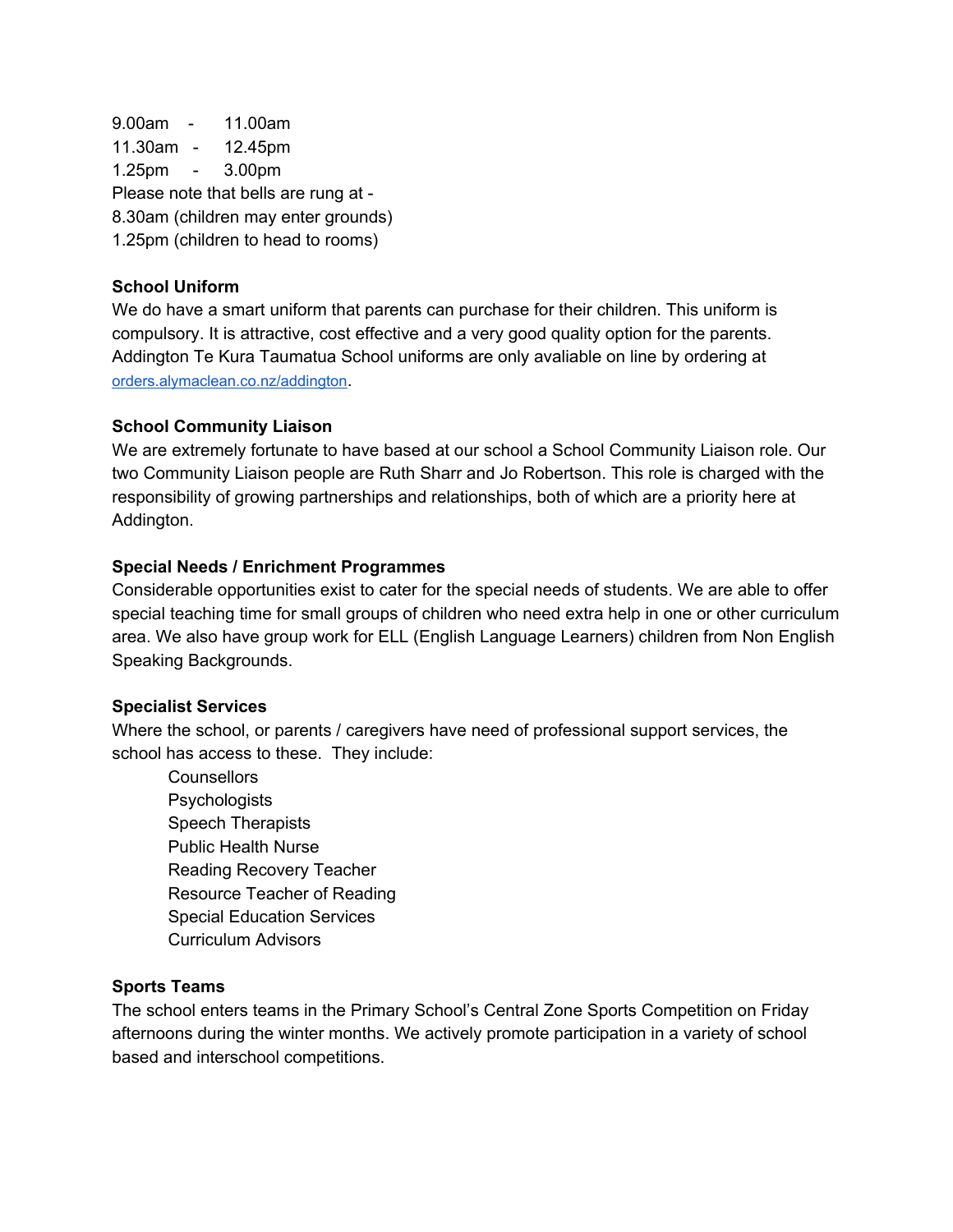9.00am - 11.00am
11.30am - 12.45pm
1.25pm - 3.00pm
Please note that bells are rung at -
8.30am (children may enter grounds)
1.25pm (children to head to rooms)

**School Uniform**
We do have a smart uniform that parents can purchase for their children. This uniform is compulsory. It is attractive, cost effective and a very good quality option for the parents. Addington Te Kura Taumatua School uniforms are only avaliable on line by ordering at [orders.alymaclean.co.nz/addington](orders.alymaclean.co.nz/addington).

**School Community Liaison**
We are extremely fortunate to have based at our school a School Community Liaison role. Our two Community Liaison people are Ruth Sharr and Jo Robertson. This role is charged with the responsibility of growing partnerships and relationships, both of which are a priority here at Addington.

**Special Needs / Enrichment Programmes**
Considerable opportunities exist to cater for the special needs of students. We are able to offer special teaching time for small groups of children who need extra help in one or other curriculum area. We also have group work for ELL (English Language Learners) children from Non English Speaking Backgrounds.

**Specialist Services**
Where the school, or parents / caregivers have need of professional support services, the school has access to these. They include:

- Counsellors
- Psychologists
- Speech Therapists
- Public Health Nurse
- Reading Recovery Teacher
- Resource Teacher of Reading
- Special Education Services
- Curriculum Advisors

**Sports Teams**
The school enters teams in the Primary School's Central Zone Sports Competition on Friday afternoons during the winter months. We actively promote participation in a variety of school based and interschool competitions.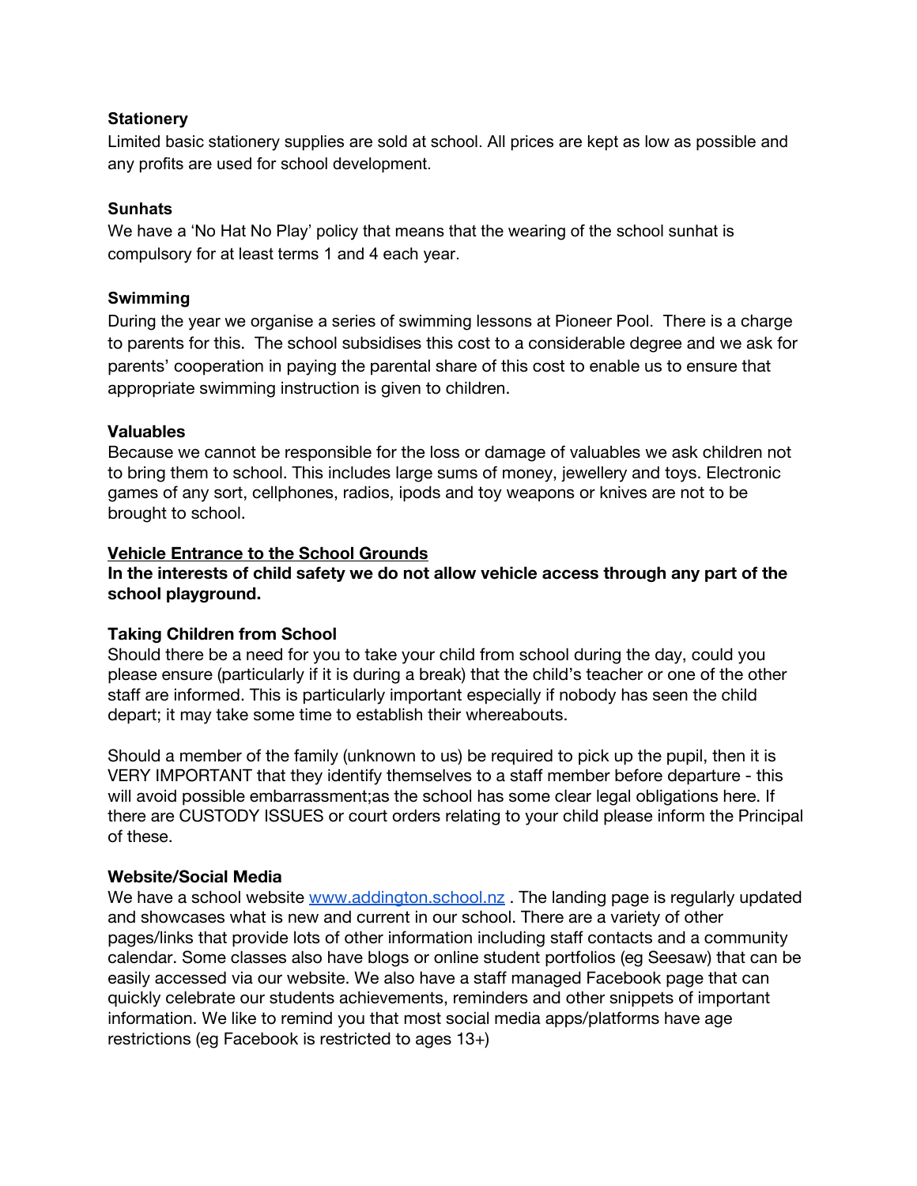**Stationery**

Limited basic stationery supplies are sold at school. All prices are kept as low as possible and any profits are used for school development.

**Sunhats**

We have a 'No Hat No Play' policy that means that the wearing of the school sunhat is compulsory for at least terms 1 and 4 each year.

**Swimming**

During the year we organise a series of swimming lessons at Pioneer Pool. There is a charge to parents for this. The school subsidises this cost to a considerable degree and we ask for parents' cooperation in paying the parental share of this cost to enable us to ensure that appropriate swimming instruction is given to children.

**Valuables**

Because we cannot be responsible for the loss or damage of valuables we ask children not to bring them to school. This includes large sums of money, jewellery and toys. Electronic games of any sort, cellphones, radios, ipods and toy weapons or knives are not to be brought to school.

<u>**Vehicle Entrance to the School Grounds**</u>

**In the interests of child safety we do not allow vehicle access through any part of the school playground.**

**Taking Children from School**

Should there be a need for you to take your child from school during the day, could you please ensure (particularly if it is during a break) that the child's teacher or one of the other staff are informed. This is particularly important especially if nobody has seen the child depart; it may take some time to establish their whereabouts.

Should a member of the family (unknown to us) be required to pick up the pupil, then it is VERY IMPORTANT that they identify themselves to a staff member before departure - this will avoid possible embarrassment;as the school has some clear legal obligations here. If there are CUSTODY ISSUES or court orders relating to your child please inform the Principal of these.

**Website/Social Media**

We have a school website [www.addington.school.nz](http://www.addington.school.nz) . The landing page is regularly updated and showcases what is new and current in our school. There are a variety of other pages/links that provide lots of other information including staff contacts and a community calendar. Some classes also have blogs or online student portfolios (eg Seesaw) that can be easily accessed via our website. We also have a staff managed Facebook page that can quickly celebrate our students achievements, reminders and other snippets of important information. We like to remind you that most social media apps/platforms have age restrictions (eg Facebook is restricted to ages 13+)